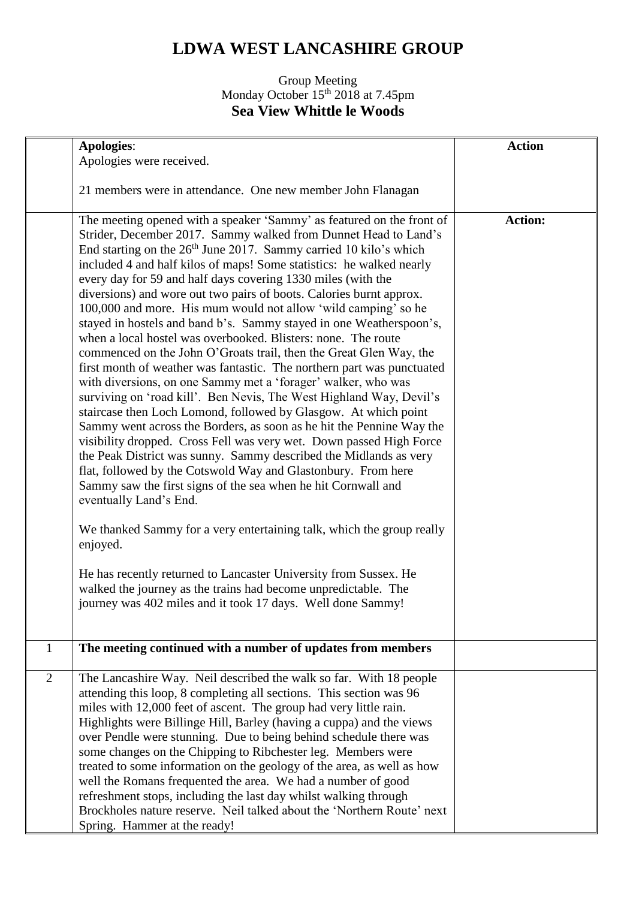# LDWA WEST LANCASHIRE GROUP

Group Meeting
Monday October 15th 2018 at 7.45pm
**Sea View Whittle le Woods**

| | | |
|---|---|---|
| | **Apologies**:<br>Apologies were received.<br><br>21 members were in attendance. One new member John Flanagan | **Action** |
| | The meeting opened with a speaker 'Sammy' as featured on the front of Strider, December 2017. Sammy walked from Dunnet Head to Land's End starting on the 26th June 2017. Sammy carried 10 kilo's which included 4 and half kilos of maps! Some statistics: he walked nearly every day for 59 and half days covering 1330 miles (with the diversions) and wore out two pairs of boots. Calories burnt approx. 100,000 and more. His mum would not allow 'wild camping' so he stayed in hostels and band b's. Sammy stayed in one Weatherspoon's, when a local hostel was overbooked. Blisters: none. The route commenced on the John O'Groats trail, then the Great Glen Way, the first month of weather was fantastic. The northern part was punctuated with diversions, on one Sammy met a 'forager' walker, who was surviving on 'road kill'. Ben Nevis, The West Highland Way, Devil's staircase then Loch Lomond, followed by Glasgow. At which point Sammy went across the Borders, as soon as he hit the Pennine Way the visibility dropped. Cross Fell was very wet. Down passed High Force the Peak District was sunny. Sammy described the Midlands as very flat, followed by the Cotswold Way and Glastonbury. From here Sammy saw the first signs of the sea when he hit Cornwall and eventually Land's End.<br><br>We thanked Sammy for a very entertaining talk, which the group really enjoyed.<br><br>He has recently returned to Lancaster University from Sussex. He walked the journey as the trains had become unpredictable. The journey was 402 miles and it took 17 days. Well done Sammy! | **Action:** |
| 1 | **The meeting continued with a number of updates from members** | |
| 2 | The Lancashire Way. Neil described the walk so far. With 18 people attending this loop, 8 completing all sections. This section was 96 miles with 12,000 feet of ascent. The group had very little rain. Highlights were Billinge Hill, Barley (having a cuppa) and the views over Pendle were stunning. Due to being behind schedule there was some changes on the Chipping to Ribchester leg. Members were treated to some information on the geology of the area, as well as how well the Romans frequented the area. We had a number of good refreshment stops, including the last day whilst walking through Brockholes nature reserve. Neil talked about the 'Northern Route' next Spring. Hammer at the ready! | |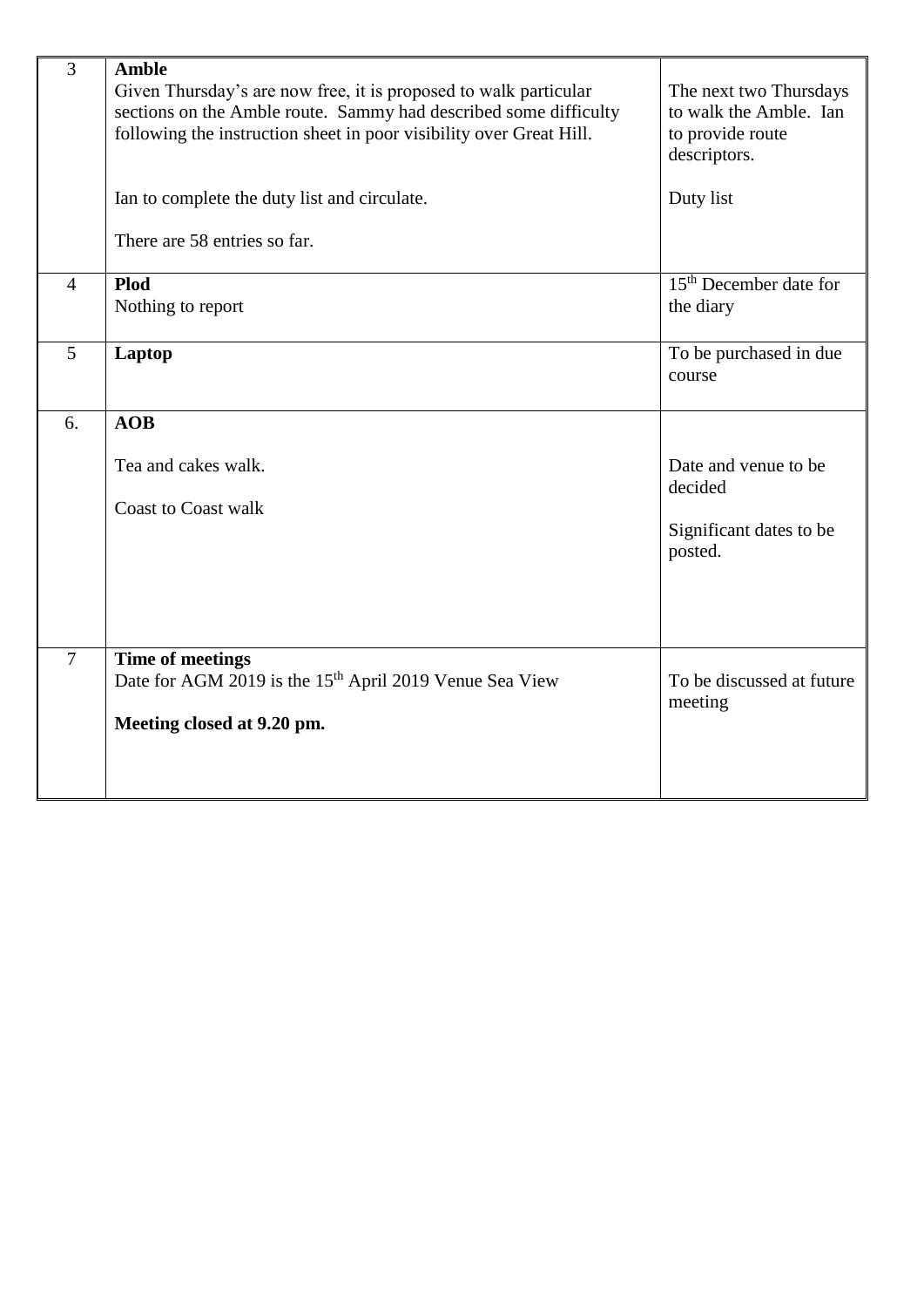| | | |
|---|---|---|
| 3 | **Amble**<br>Given Thursday's are now free, it is proposed to walk particular sections on the Amble route. Sammy had described some difficulty following the instruction sheet in poor visibility over Great Hill.<br><br>Ian to complete the duty list and circulate.<br><br>There are 58 entries so far. | The next two Thursdays to walk the Amble. Ian to provide route descriptors.<br><br>Duty list |
| 4 | **Plod**<br>Nothing to report | 15th December date for the diary |
| 5 | **Laptop** | To be purchased in due course |
| 6. | **AOB**<br><br>Tea and cakes walk.<br><br>Coast to Coast walk | Date and venue to be decided<br><br>Significant dates to be posted. |
| 7 | **Time of meetings**<br>Date for AGM 2019 is the 15th April 2019 Venue Sea View<br><br>**Meeting closed at 9.20 pm.** | To be discussed at future meeting |